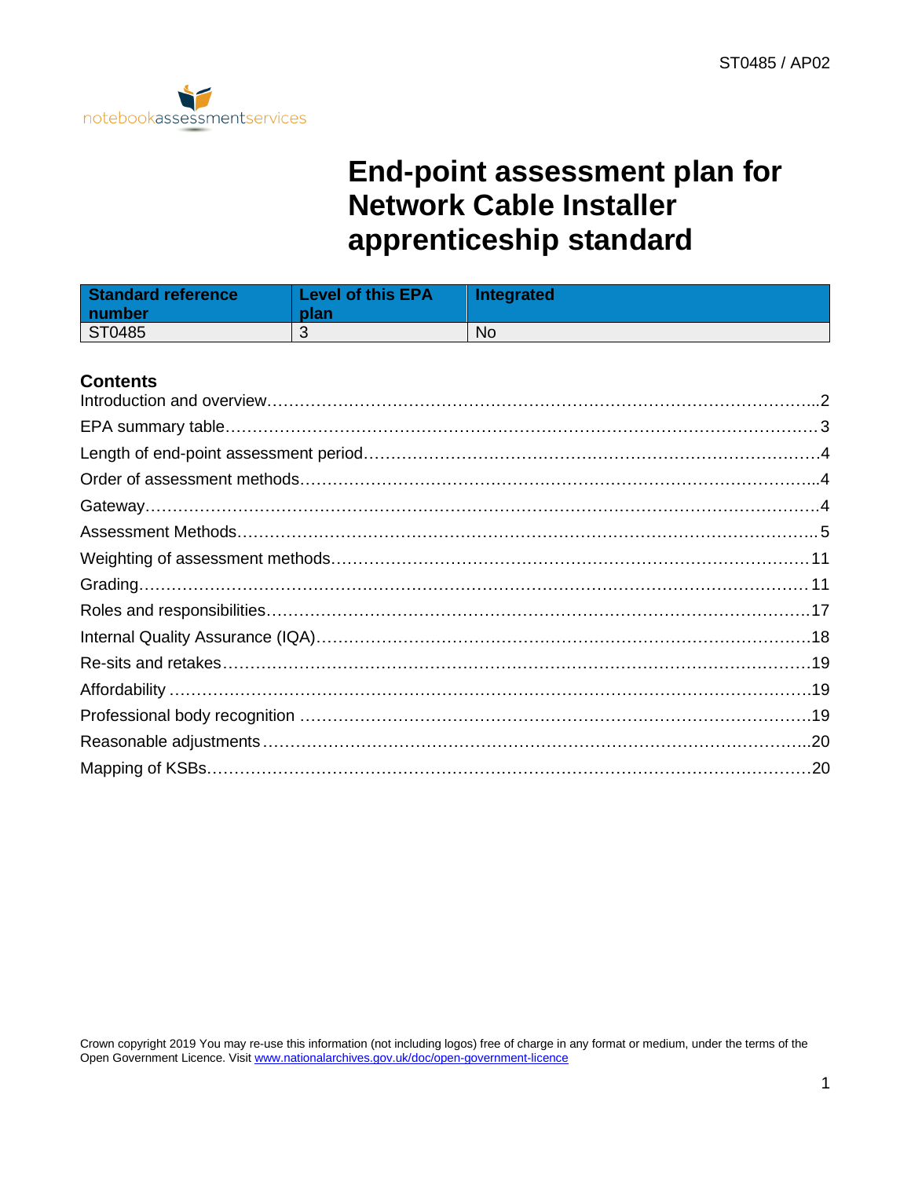ST0485 / AP02

notebookassessmentservices

# End-point assessment plan for Network Cable Installer apprenticeship standard

| Standard reference number | Level of this EPA plan | Integrated |
|---|---|---|
| ST0485 | 3 | No |

## Contents

- Introduction and overview…2
- EPA summary table…3
- Length of end-point assessment period…4
- Order of assessment methods…4
- Gateway…4
- Assessment Methods…5
- Weighting of assessment methods…11
- Grading…11
- Roles and responsibilities…17
- Internal Quality Assurance (IQA)…18
- Re-sits and retakes…19
- Affordability…19
- Professional body recognition…19
- Reasonable adjustments…20
- Mapping of KSBs…20

Crown copyright 2019 You may re-use this information (not including logos) free of charge in any format or medium, under the terms of the Open Government Licence. Visit www.nationalarchives.gov.uk/doc/open-government-licence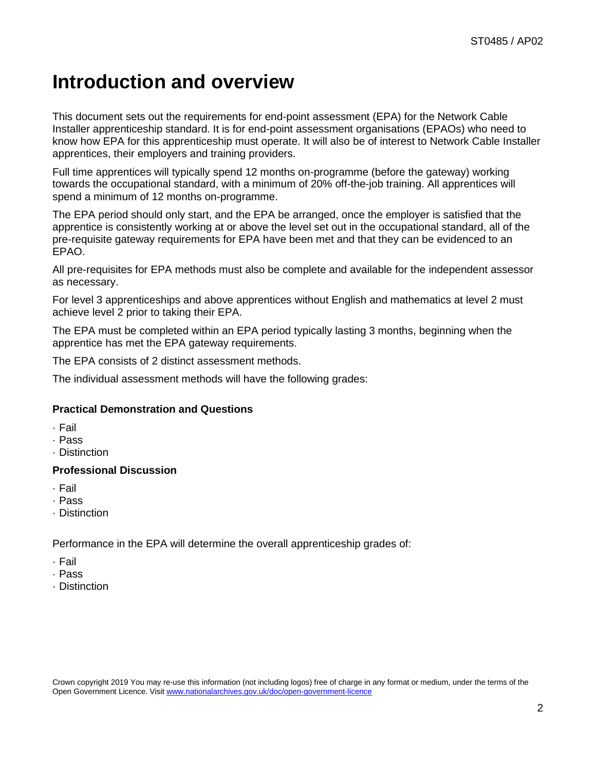# Introduction and overview

This document sets out the requirements for end-point assessment (EPA) for the Network Cable Installer apprenticeship standard. It is for end-point assessment organisations (EPAOs) who need to know how EPA for this apprenticeship must operate. It will also be of interest to Network Cable Installer apprentices, their employers and training providers.

Full time apprentices will typically spend 12 months on-programme (before the gateway) working towards the occupational standard, with a minimum of 20% off-the-job training. All apprentices will spend a minimum of 12 months on-programme.

The EPA period should only start, and the EPA be arranged, once the employer is satisfied that the apprentice is consistently working at or above the level set out in the occupational standard, all of the pre-requisite gateway requirements for EPA have been met and that they can be evidenced to an EPAO.

All pre-requisites for EPA methods must also be complete and available for the independent assessor as necessary.

For level 3 apprenticeships and above apprentices without English and mathematics at level 2 must achieve level 2 prior to taking their EPA.

The EPA must be completed within an EPA period typically lasting 3 months, beginning when the apprentice has met the EPA gateway requirements.

The EPA consists of 2 distinct assessment methods.

The individual assessment methods will have the following grades:

**Practical Demonstration and Questions**

- Fail
- Pass
- Distinction

**Professional Discussion**

- Fail
- Pass
- Distinction

Performance in the EPA will determine the overall apprenticeship grades of:

- Fail
- Pass
- Distinction

Crown copyright 2019 You may re-use this information (not including logos) free of charge in any format or medium, under the terms of the Open Government Licence. Visit www.nationalarchives.gov.uk/doc/open-government-licence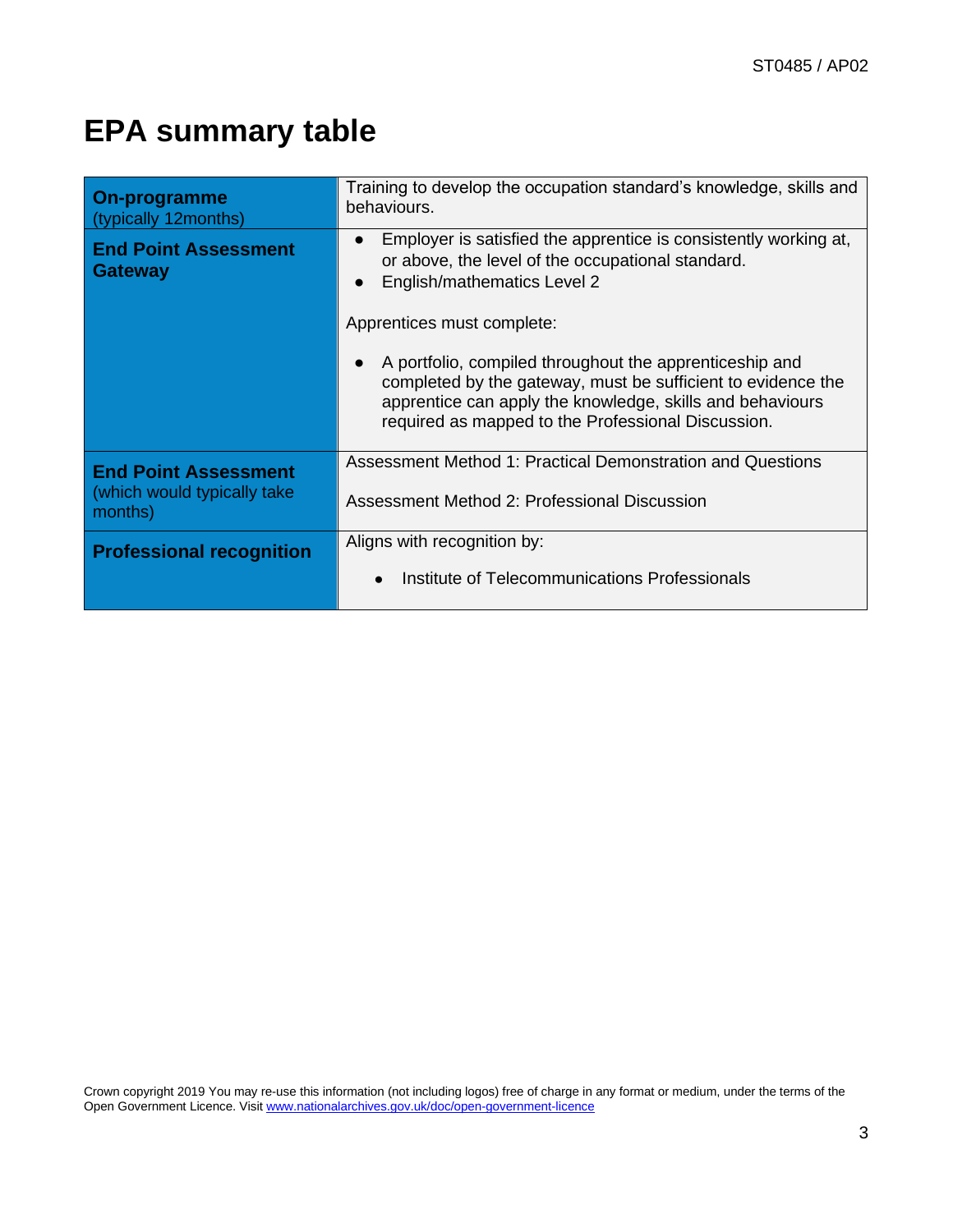# EPA summary table

| | |
|---|---|
| **On-programme** (typically 12months) | Training to develop the occupation standard's knowledge, skills and behaviours. |
| **End Point Assessment Gateway** | • Employer is satisfied the apprentice is consistently working at, or above, the level of the occupational standard.<br>• English/mathematics Level 2<br><br>Apprentices must complete:<br><br>• A portfolio, compiled throughout the apprenticeship and completed by the gateway, must be sufficient to evidence the apprentice can apply the knowledge, skills and behaviours required as mapped to the Professional Discussion. |
| **End Point Assessment** (which would typically take months) | Assessment Method 1: Practical Demonstration and Questions<br><br>Assessment Method 2: Professional Discussion |
| **Professional recognition** | Aligns with recognition by:<br><br>• Institute of Telecommunications Professionals |

Crown copyright 2019 You may re-use this information (not including logos) free of charge in any format or medium, under the terms of the Open Government Licence. Visit www.nationalarchives.gov.uk/doc/open-government-licence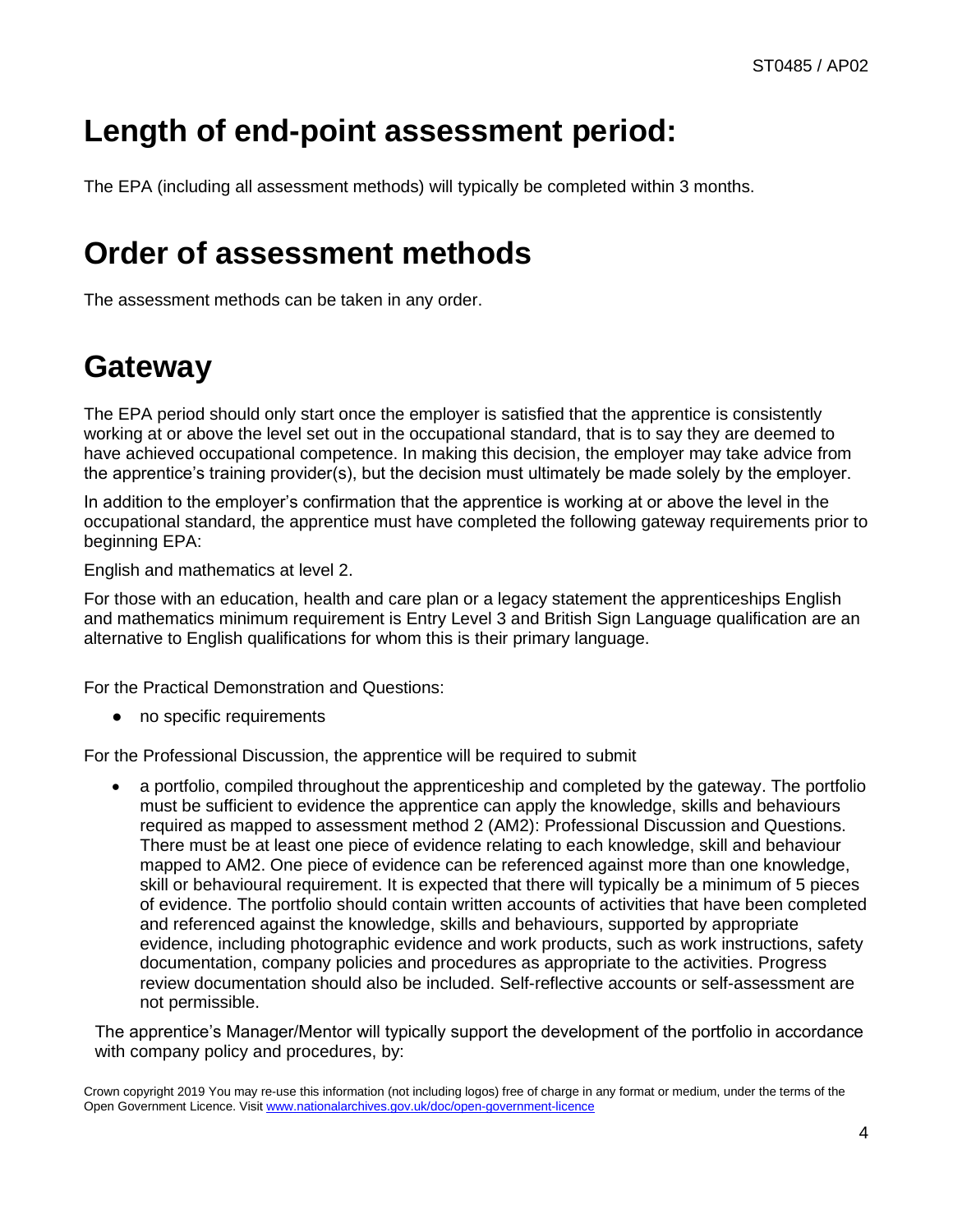# Length of end-point assessment period:

The EPA (including all assessment methods) will typically be completed within 3 months.

# Order of assessment methods

The assessment methods can be taken in any order.

# Gateway

The EPA period should only start once the employer is satisfied that the apprentice is consistently working at or above the level set out in the occupational standard, that is to say they are deemed to have achieved occupational competence. In making this decision, the employer may take advice from the apprentice's training provider(s), but the decision must ultimately be made solely by the employer.

In addition to the employer's confirmation that the apprentice is working at or above the level in the occupational standard, the apprentice must have completed the following gateway requirements prior to beginning EPA:

English and mathematics at level 2.

For those with an education, health and care plan or a legacy statement the apprenticeships English and mathematics minimum requirement is Entry Level 3 and British Sign Language qualification are an alternative to English qualifications for whom this is their primary language.

For the Practical Demonstration and Questions:

- no specific requirements

For the Professional Discussion, the apprentice will be required to submit

- a portfolio, compiled throughout the apprenticeship and completed by the gateway. The portfolio must be sufficient to evidence the apprentice can apply the knowledge, skills and behaviours required as mapped to assessment method 2 (AM2): Professional Discussion and Questions. There must be at least one piece of evidence relating to each knowledge, skill and behaviour mapped to AM2. One piece of evidence can be referenced against more than one knowledge, skill or behavioural requirement. It is expected that there will typically be a minimum of 5 pieces of evidence. The portfolio should contain written accounts of activities that have been completed and referenced against the knowledge, skills and behaviours, supported by appropriate evidence, including photographic evidence and work products, such as work instructions, safety documentation, company policies and procedures as appropriate to the activities. Progress review documentation should also be included. Self-reflective accounts or self-assessment are not permissible.

The apprentice's Manager/Mentor will typically support the development of the portfolio in accordance with company policy and procedures, by: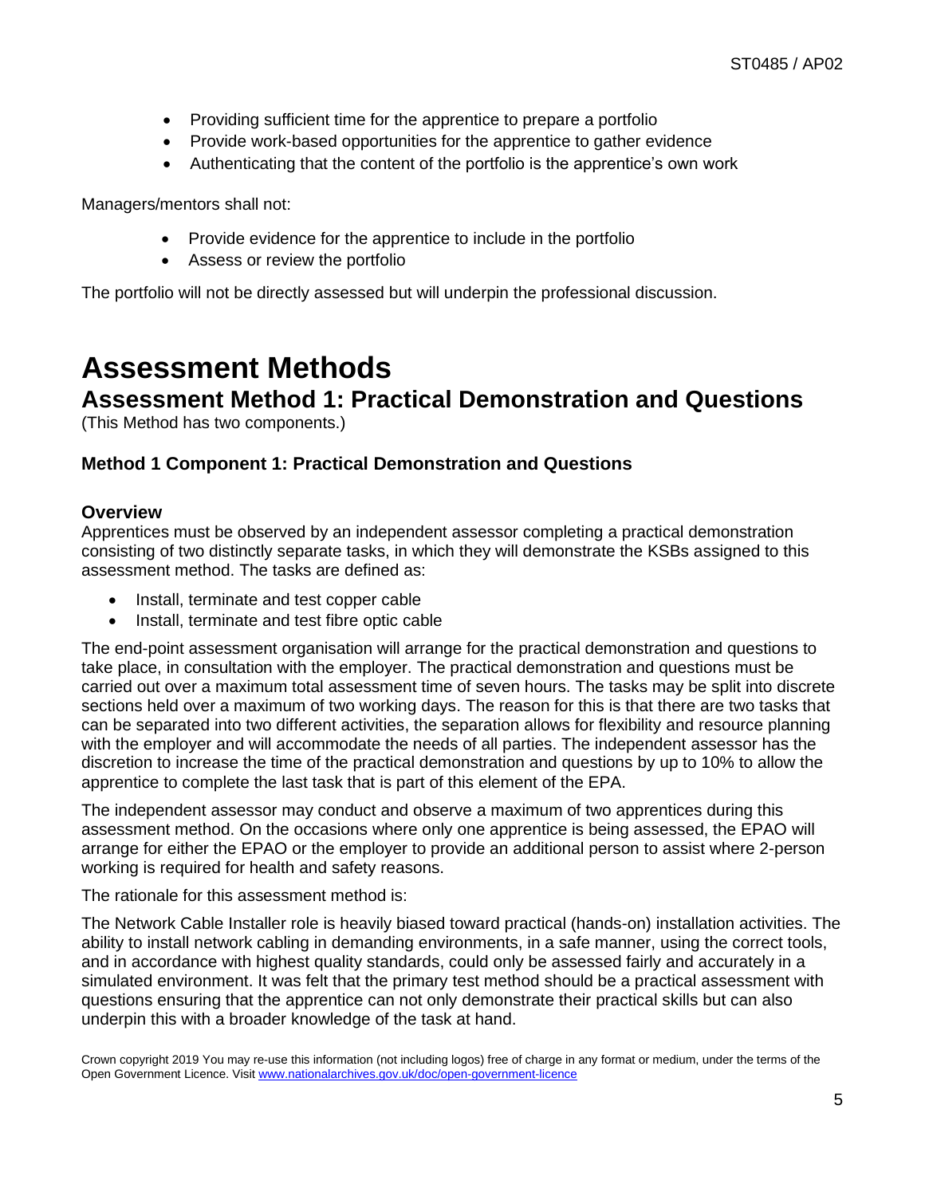- Providing sufficient time for the apprentice to prepare a portfolio
- Provide work-based opportunities for the apprentice to gather evidence
- Authenticating that the content of the portfolio is the apprentice's own work

Managers/mentors shall not:

- Provide evidence for the apprentice to include in the portfolio
- Assess or review the portfolio

The portfolio will not be directly assessed but will underpin the professional discussion.

# Assessment Methods

## Assessment Method 1: Practical Demonstration and Questions

(This Method has two components.)

### Method 1 Component 1: Practical Demonstration and Questions

#### Overview

Apprentices must be observed by an independent assessor completing a practical demonstration consisting of two distinctly separate tasks, in which they will demonstrate the KSBs assigned to this assessment method. The tasks are defined as:

- Install, terminate and test copper cable
- Install, terminate and test fibre optic cable

The end-point assessment organisation will arrange for the practical demonstration and questions to take place, in consultation with the employer. The practical demonstration and questions must be carried out over a maximum total assessment time of seven hours. The tasks may be split into discrete sections held over a maximum of two working days. The reason for this is that there are two tasks that can be separated into two different activities, the separation allows for flexibility and resource planning with the employer and will accommodate the needs of all parties. The independent assessor has the discretion to increase the time of the practical demonstration and questions by up to 10% to allow the apprentice to complete the last task that is part of this element of the EPA.

The independent assessor may conduct and observe a maximum of two apprentices during this assessment method. On the occasions where only one apprentice is being assessed, the EPAO will arrange for either the EPAO or the employer to provide an additional person to assist where 2-person working is required for health and safety reasons.

The rationale for this assessment method is:

The Network Cable Installer role is heavily biased toward practical (hands-on) installation activities. The ability to install network cabling in demanding environments, in a safe manner, using the correct tools, and in accordance with highest quality standards, could only be assessed fairly and accurately in a simulated environment. It was felt that the primary test method should be a practical assessment with questions ensuring that the apprentice can not only demonstrate their practical skills but can also underpin this with a broader knowledge of the task at hand.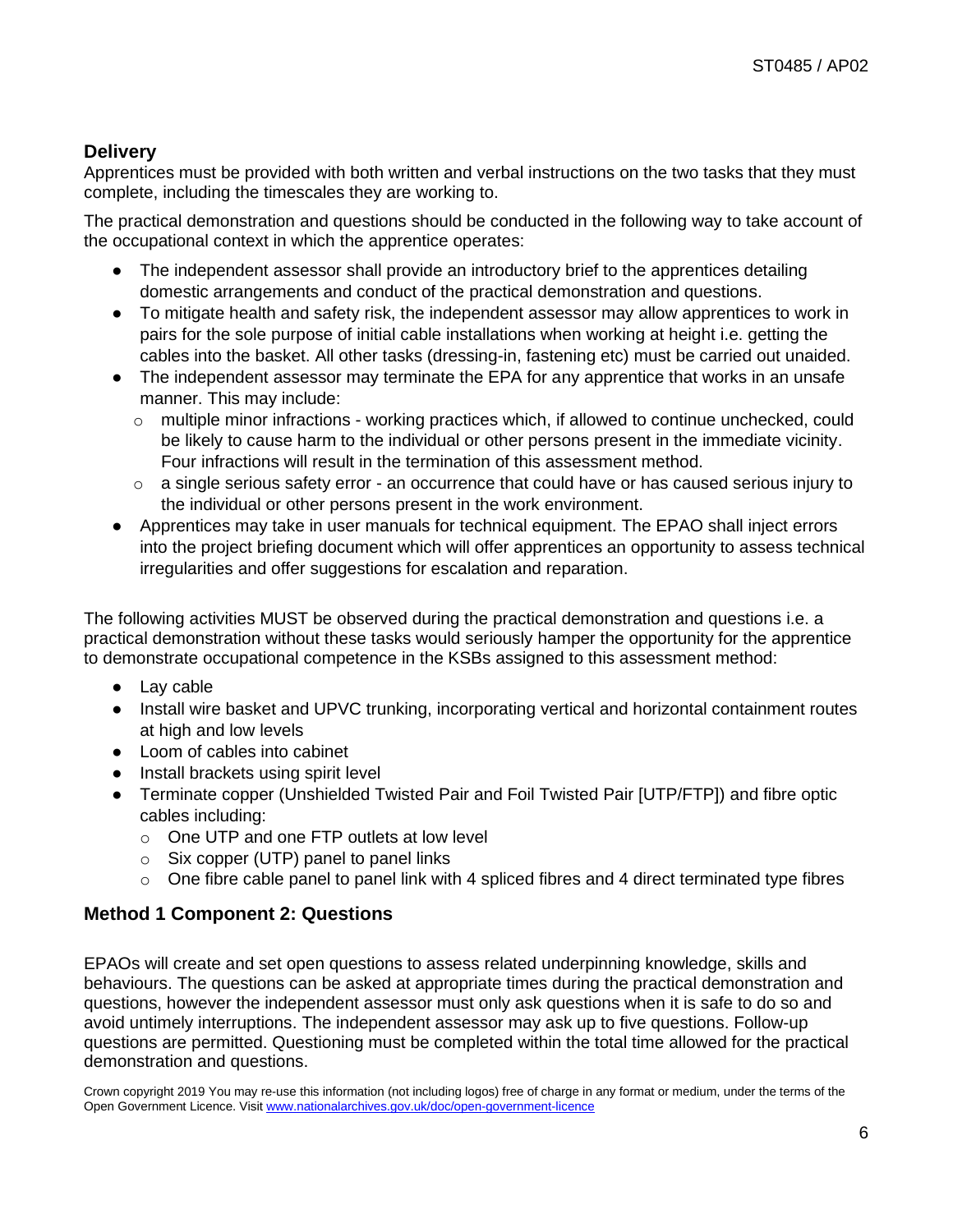### Delivery

Apprentices must be provided with both written and verbal instructions on the two tasks that they must complete, including the timescales they are working to.

The practical demonstration and questions should be conducted in the following way to take account of the occupational context in which the apprentice operates:

- The independent assessor shall provide an introductory brief to the apprentices detailing domestic arrangements and conduct of the practical demonstration and questions.
- To mitigate health and safety risk, the independent assessor may allow apprentices to work in pairs for the sole purpose of initial cable installations when working at height i.e. getting the cables into the basket. All other tasks (dressing-in, fastening etc) must be carried out unaided.
- The independent assessor may terminate the EPA for any apprentice that works in an unsafe manner. This may include:
  - multiple minor infractions - working practices which, if allowed to continue unchecked, could be likely to cause harm to the individual or other persons present in the immediate vicinity. Four infractions will result in the termination of this assessment method.
  - a single serious safety error - an occurrence that could have or has caused serious injury to the individual or other persons present in the work environment.
- Apprentices may take in user manuals for technical equipment. The EPAO shall inject errors into the project briefing document which will offer apprentices an opportunity to assess technical irregularities and offer suggestions for escalation and reparation.

The following activities MUST be observed during the practical demonstration and questions i.e. a practical demonstration without these tasks would seriously hamper the opportunity for the apprentice to demonstrate occupational competence in the KSBs assigned to this assessment method:

- Lay cable
- Install wire basket and UPVC trunking, incorporating vertical and horizontal containment routes at high and low levels
- Loom of cables into cabinet
- Install brackets using spirit level
- Terminate copper (Unshielded Twisted Pair and Foil Twisted Pair [UTP/FTP]) and fibre optic cables including:
  - One UTP and one FTP outlets at low level
  - Six copper (UTP) panel to panel links
  - One fibre cable panel to panel link with 4 spliced fibres and 4 direct terminated type fibres

### Method 1 Component 2: Questions

EPAOs will create and set open questions to assess related underpinning knowledge, skills and behaviours. The questions can be asked at appropriate times during the practical demonstration and questions, however the independent assessor must only ask questions when it is safe to do so and avoid untimely interruptions. The independent assessor may ask up to five questions. Follow-up questions are permitted. Questioning must be completed within the total time allowed for the practical demonstration and questions.

Crown copyright 2019 You may re-use this information (not including logos) free of charge in any format or medium, under the terms of the Open Government Licence. Visit www.nationalarchives.gov.uk/doc/open-government-licence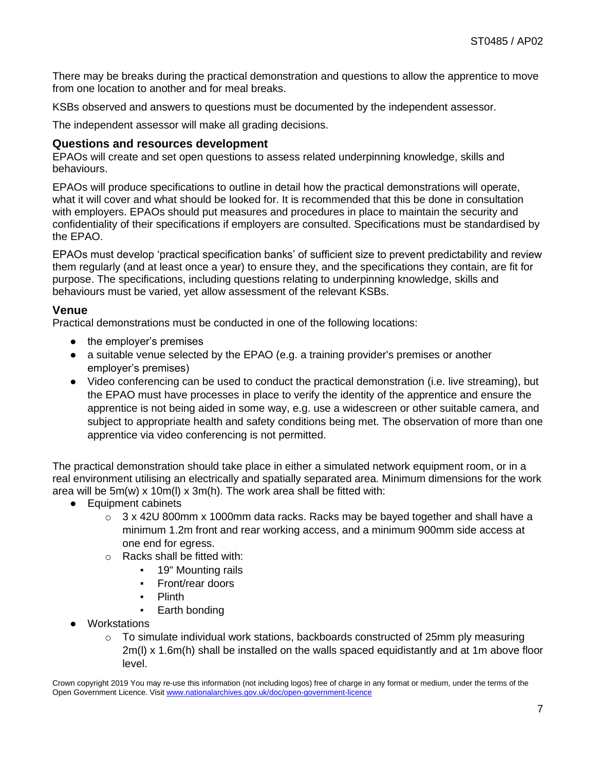There may be breaks during the practical demonstration and questions to allow the apprentice to move from one location to another and for meal breaks.

KSBs observed and answers to questions must be documented by the independent assessor.

The independent assessor will make all grading decisions.

### Questions and resources development

EPAOs will create and set open questions to assess related underpinning knowledge, skills and behaviours.

EPAOs will produce specifications to outline in detail how the practical demonstrations will operate, what it will cover and what should be looked for. It is recommended that this be done in consultation with employers. EPAOs should put measures and procedures in place to maintain the security and confidentiality of their specifications if employers are consulted. Specifications must be standardised by the EPAO.

EPAOs must develop 'practical specification banks' of sufficient size to prevent predictability and review them regularly (and at least once a year) to ensure they, and the specifications they contain, are fit for purpose. The specifications, including questions relating to underpinning knowledge, skills and behaviours must be varied, yet allow assessment of the relevant KSBs.

### Venue

Practical demonstrations must be conducted in one of the following locations:

- the employer's premises
- a suitable venue selected by the EPAO (e.g. a training provider's premises or another employer's premises)
- Video conferencing can be used to conduct the practical demonstration (i.e. live streaming), but the EPAO must have processes in place to verify the identity of the apprentice and ensure the apprentice is not being aided in some way, e.g. use a widescreen or other suitable camera, and subject to appropriate health and safety conditions being met. The observation of more than one apprentice via video conferencing is not permitted.

The practical demonstration should take place in either a simulated network equipment room, or in a real environment utilising an electrically and spatially separated area. Minimum dimensions for the work area will be 5m(w) x 10m(l) x 3m(h). The work area shall be fitted with:

- Equipment cabinets
  - 3 x 42U 800mm x 1000mm data racks. Racks may be bayed together and shall have a minimum 1.2m front and rear working access, and a minimum 900mm side access at one end for egress.
  - Racks shall be fitted with:
    - 19" Mounting rails
    - Front/rear doors
    - Plinth
    - Earth bonding
- Workstations
  - To simulate individual work stations, backboards constructed of 25mm ply measuring 2m(l) x 1.6m(h) shall be installed on the walls spaced equidistantly and at 1m above floor level.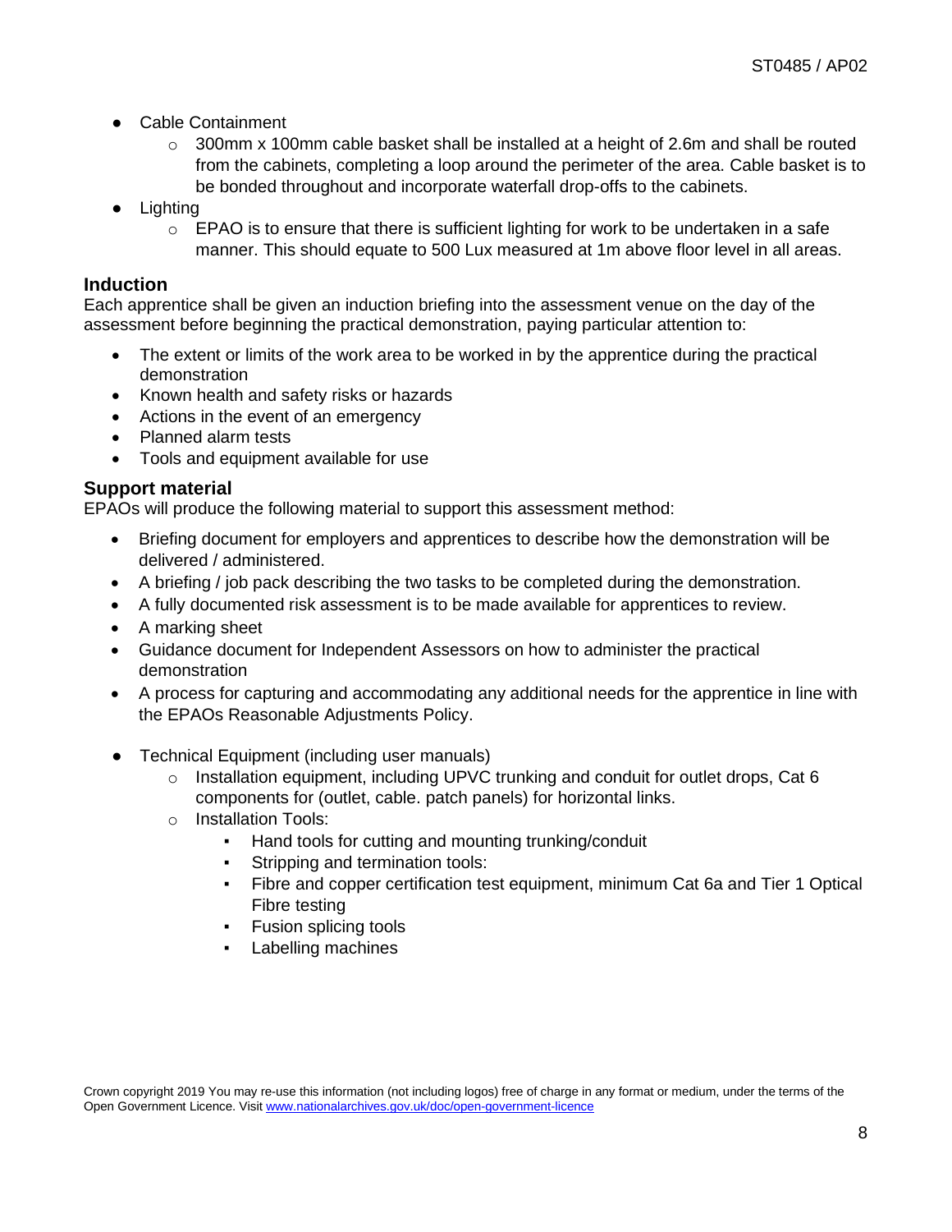- Cable Containment
    - 300mm x 100mm cable basket shall be installed at a height of 2.6m and shall be routed from the cabinets, completing a loop around the perimeter of the area. Cable basket is to be bonded throughout and incorporate waterfall drop-offs to the cabinets.
- Lighting
    - EPAO is to ensure that there is sufficient lighting for work to be undertaken in a safe manner. This should equate to 500 Lux measured at 1m above floor level in all areas.

### Induction

Each apprentice shall be given an induction briefing into the assessment venue on the day of the assessment before beginning the practical demonstration, paying particular attention to:

- The extent or limits of the work area to be worked in by the apprentice during the practical demonstration
- Known health and safety risks or hazards
- Actions in the event of an emergency
- Planned alarm tests
- Tools and equipment available for use

### Support material

EPAOs will produce the following material to support this assessment method:

- Briefing document for employers and apprentices to describe how the demonstration will be delivered / administered.
- A briefing / job pack describing the two tasks to be completed during the demonstration.
- A fully documented risk assessment is to be made available for apprentices to review.
- A marking sheet
- Guidance document for Independent Assessors on how to administer the practical demonstration
- A process for capturing and accommodating any additional needs for the apprentice in line with the EPAOs Reasonable Adjustments Policy.

- Technical Equipment (including user manuals)
    - Installation equipment, including UPVC trunking and conduit for outlet drops, Cat 6 components for (outlet, cable. patch panels) for horizontal links.
    - Installation Tools:
        - Hand tools for cutting and mounting trunking/conduit
        - Stripping and termination tools:
        - Fibre and copper certification test equipment, minimum Cat 6a and Tier 1 Optical Fibre testing
        - Fusion splicing tools
        - Labelling machines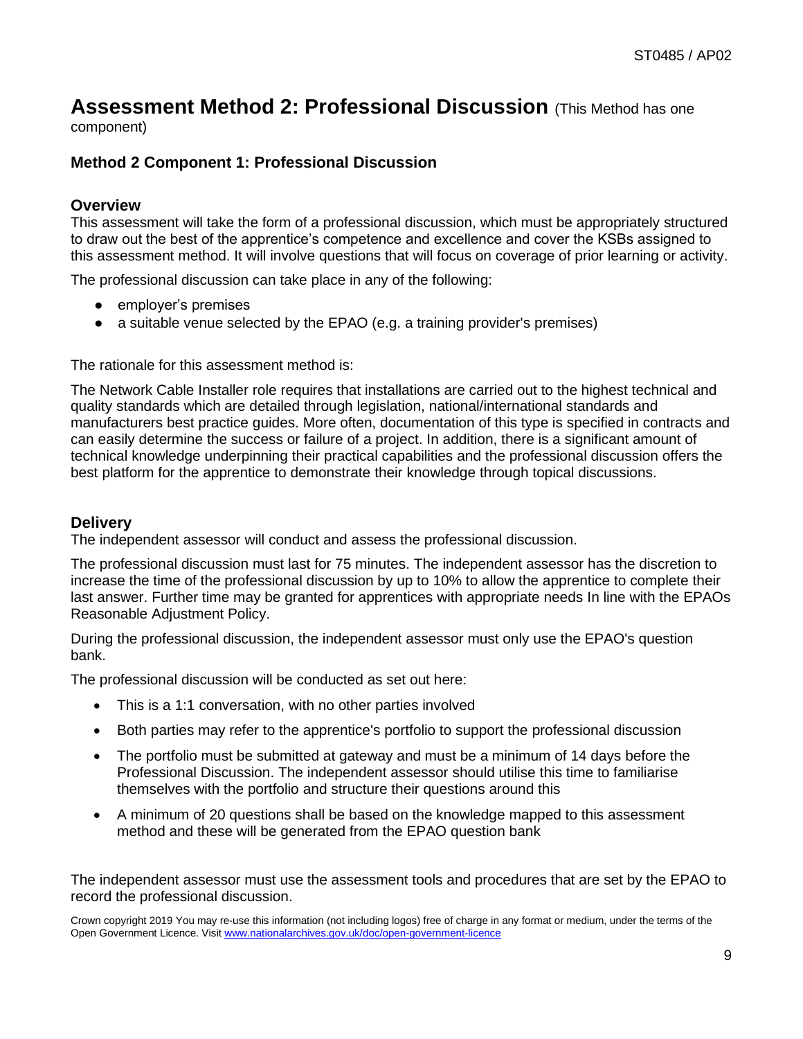# Assessment Method 2: Professional Discussion (This Method has one component)

## Method 2 Component 1: Professional Discussion

### Overview

This assessment will take the form of a professional discussion, which must be appropriately structured to draw out the best of the apprentice's competence and excellence and cover the KSBs assigned to this assessment method. It will involve questions that will focus on coverage of prior learning or activity.

The professional discussion can take place in any of the following:

- employer's premises
- a suitable venue selected by the EPAO (e.g. a training provider's premises)

The rationale for this assessment method is:

The Network Cable Installer role requires that installations are carried out to the highest technical and quality standards which are detailed through legislation, national/international standards and manufacturers best practice guides. More often, documentation of this type is specified in contracts and can easily determine the success or failure of a project. In addition, there is a significant amount of technical knowledge underpinning their practical capabilities and the professional discussion offers the best platform for the apprentice to demonstrate their knowledge through topical discussions.

### Delivery

The independent assessor will conduct and assess the professional discussion.

The professional discussion must last for 75 minutes. The independent assessor has the discretion to increase the time of the professional discussion by up to 10% to allow the apprentice to complete their last answer. Further time may be granted for apprentices with appropriate needs In line with the EPAOs Reasonable Adjustment Policy.

During the professional discussion, the independent assessor must only use the EPAO's question bank.

The professional discussion will be conducted as set out here:

- This is a 1:1 conversation, with no other parties involved
- Both parties may refer to the apprentice's portfolio to support the professional discussion
- The portfolio must be submitted at gateway and must be a minimum of 14 days before the Professional Discussion. The independent assessor should utilise this time to familiarise themselves with the portfolio and structure their questions around this
- A minimum of 20 questions shall be based on the knowledge mapped to this assessment method and these will be generated from the EPAO question bank

The independent assessor must use the assessment tools and procedures that are set by the EPAO to record the professional discussion.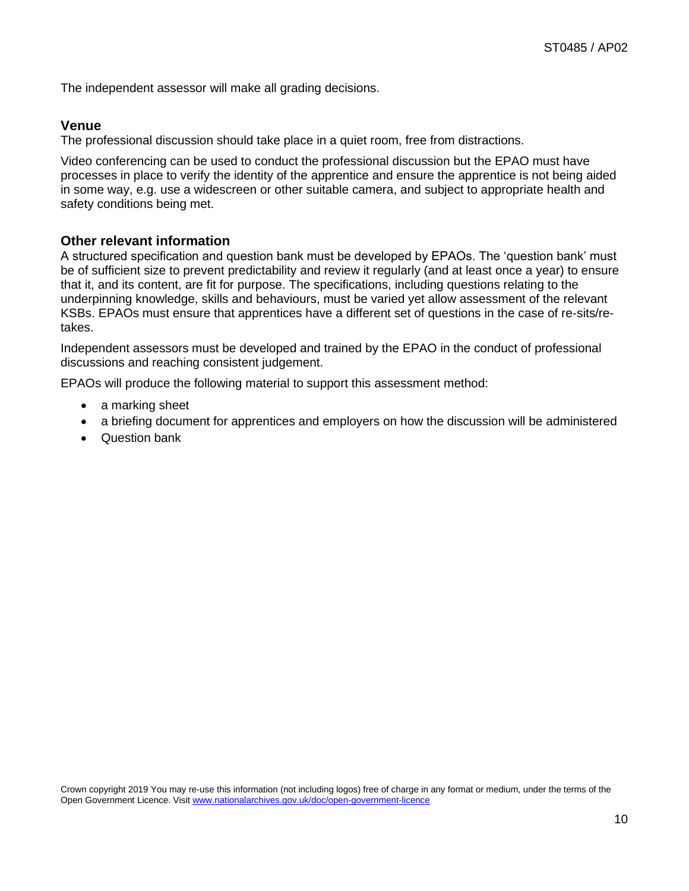The independent assessor will make all grading decisions.

### Venue

The professional discussion should take place in a quiet room, free from distractions.

Video conferencing can be used to conduct the professional discussion but the EPAO must have processes in place to verify the identity of the apprentice and ensure the apprentice is not being aided in some way, e.g. use a widescreen or other suitable camera, and subject to appropriate health and safety conditions being met.

### Other relevant information

A structured specification and question bank must be developed by EPAOs. The 'question bank' must be of sufficient size to prevent predictability and review it regularly (and at least once a year) to ensure that it, and its content, are fit for purpose. The specifications, including questions relating to the underpinning knowledge, skills and behaviours, must be varied yet allow assessment of the relevant KSBs. EPAOs must ensure that apprentices have a different set of questions in the case of re-sits/re-takes.

Independent assessors must be developed and trained by the EPAO in the conduct of professional discussions and reaching consistent judgement.

EPAOs will produce the following material to support this assessment method:

- a marking sheet
- a briefing document for apprentices and employers on how the discussion will be administered
- Question bank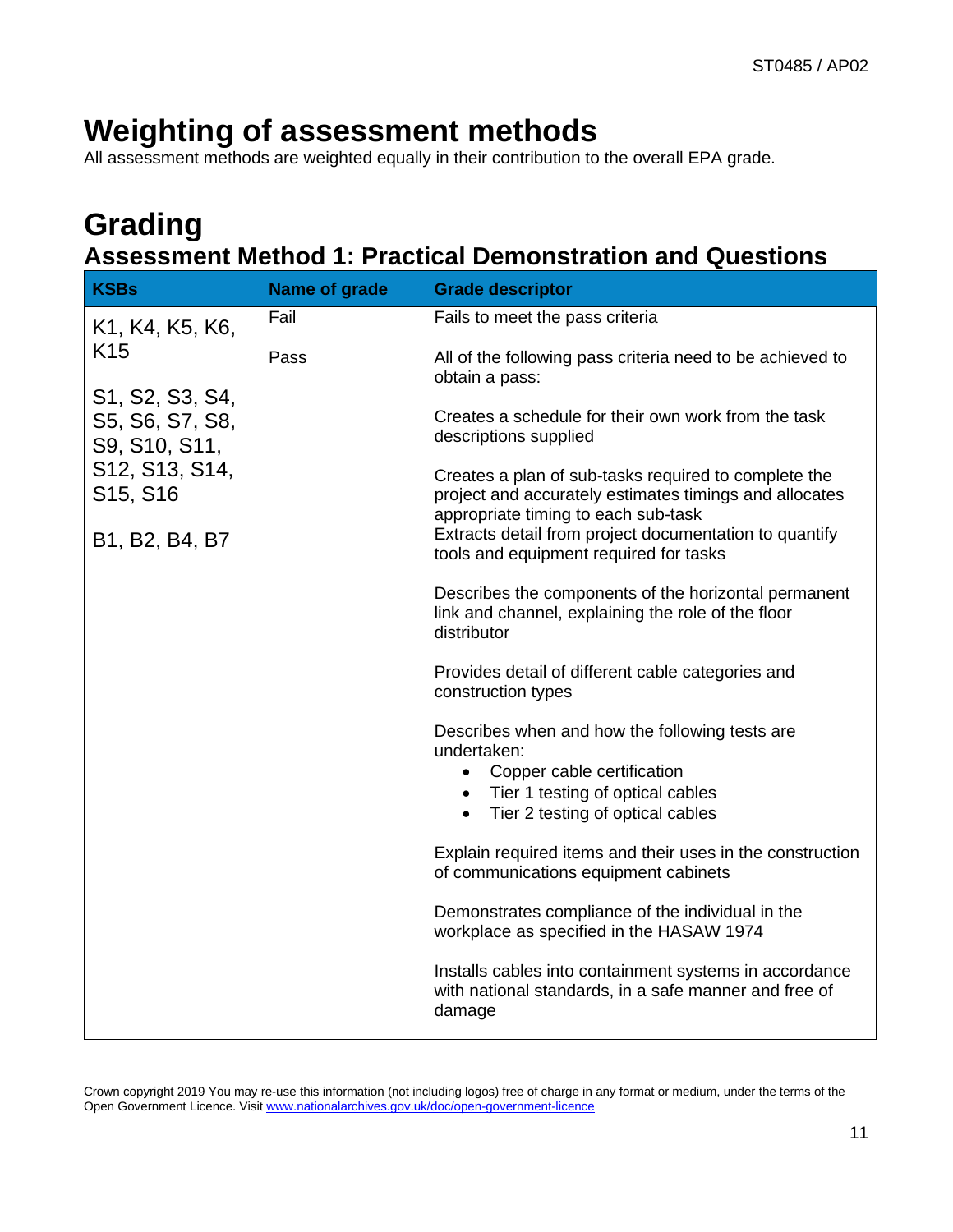# Weighting of assessment methods

All assessment methods are weighted equally in their contribution to the overall EPA grade.

# Grading

## Assessment Method 1: Practical Demonstration and Questions

| KSBs | Name of grade | Grade descriptor |
| --- | --- | --- |
| K1, K4, K5, K6, K15<br><br>S1, S2, S3, S4, S5, S6, S7, S8, S9, S10, S11, S12, S13, S14, S15, S16<br><br>B1, B2, B4, B7 | Fail | Fails to meet the pass criteria |
| | Pass | All of the following pass criteria need to be achieved to obtain a pass:<br><br>Creates a schedule for their own work from the task descriptions supplied<br><br>Creates a plan of sub-tasks required to complete the project and accurately estimates timings and allocates appropriate timing to each sub-task<br>Extracts detail from project documentation to quantify tools and equipment required for tasks<br><br>Describes the components of the horizontal permanent link and channel, explaining the role of the floor distributor<br><br>Provides detail of different cable categories and construction types<br><br>Describes when and how the following tests are undertaken:<br>• Copper cable certification<br>• Tier 1 testing of optical cables<br>• Tier 2 testing of optical cables<br><br>Explain required items and their uses in the construction of communications equipment cabinets<br><br>Demonstrates compliance of the individual in the workplace as specified in the HASAW 1974<br><br>Installs cables into containment systems in accordance with national standards, in a safe manner and free of damage |

Crown copyright 2019 You may re-use this information (not including logos) free of charge in any format or medium, under the terms of the Open Government Licence. Visit www.nationalarchives.gov.uk/doc/open-government-licence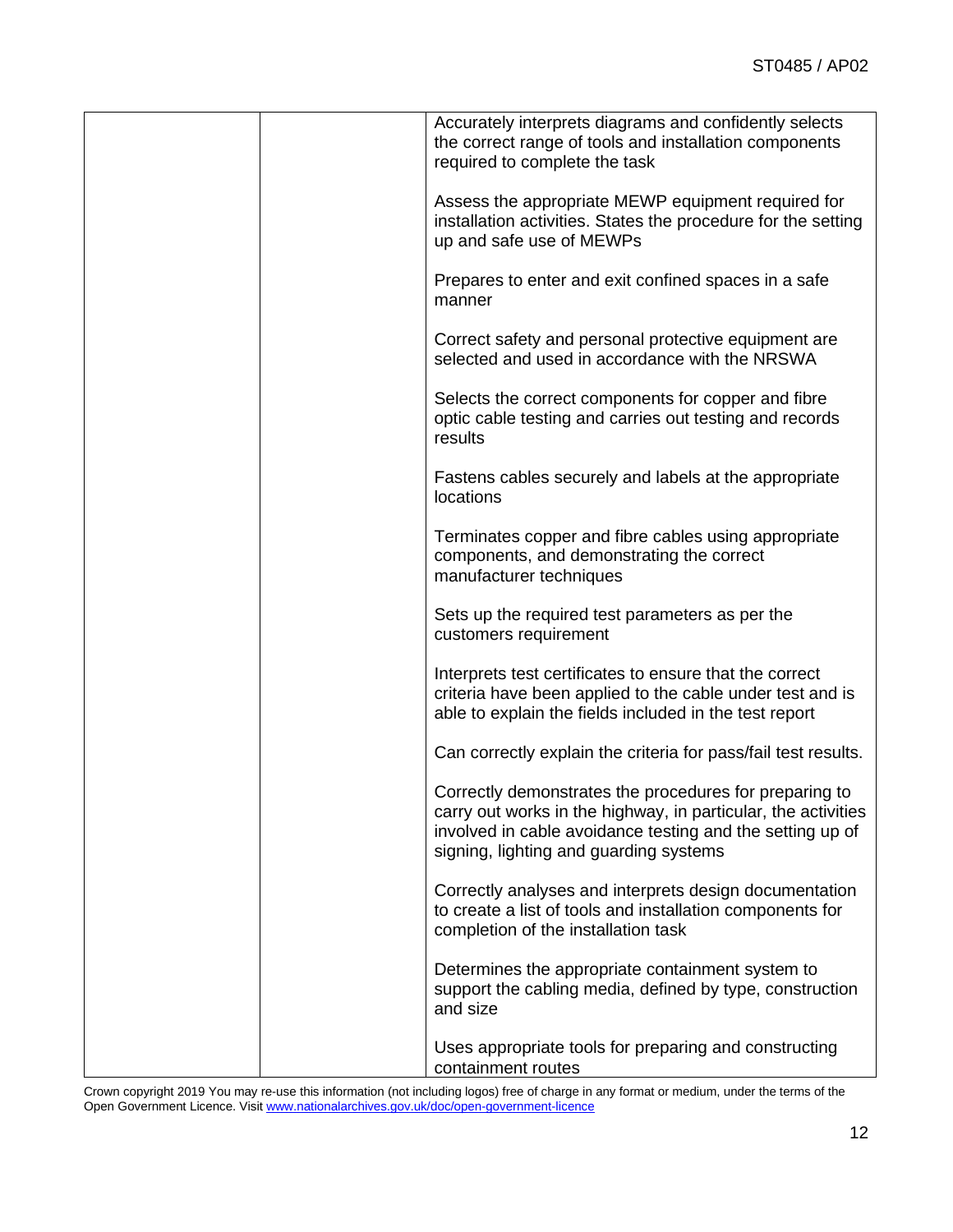| | | |
|---|---|---|
| | | Accurately interprets diagrams and confidently selects the correct range of tools and installation components required to complete the task<br><br>Assess the appropriate MEWP equipment required for installation activities. States the procedure for the setting up and safe use of MEWPs<br><br>Prepares to enter and exit confined spaces in a safe manner<br><br>Correct safety and personal protective equipment are selected and used in accordance with the NRSWA<br><br>Selects the correct components for copper and fibre optic cable testing and carries out testing and records results<br><br>Fastens cables securely and labels at the appropriate locations<br><br>Terminates copper and fibre cables using appropriate components, and demonstrating the correct manufacturer techniques<br><br>Sets up the required test parameters as per the customers requirement<br><br>Interprets test certificates to ensure that the correct criteria have been applied to the cable under test and is able to explain the fields included in the test report<br><br>Can correctly explain the criteria for pass/fail test results.<br><br>Correctly demonstrates the procedures for preparing to carry out works in the highway, in particular, the activities involved in cable avoidance testing and the setting up of signing, lighting and guarding systems<br><br>Correctly analyses and interprets design documentation to create a list of tools and installation components for completion of the installation task<br><br>Determines the appropriate containment system to support the cabling media, defined by type, construction and size<br><br>Uses appropriate tools for preparing and constructing containment routes |

Crown copyright 2019 You may re-use this information (not including logos) free of charge in any format or medium, under the terms of the Open Government Licence. Visit www.nationalarchives.gov.uk/doc/open-government-licence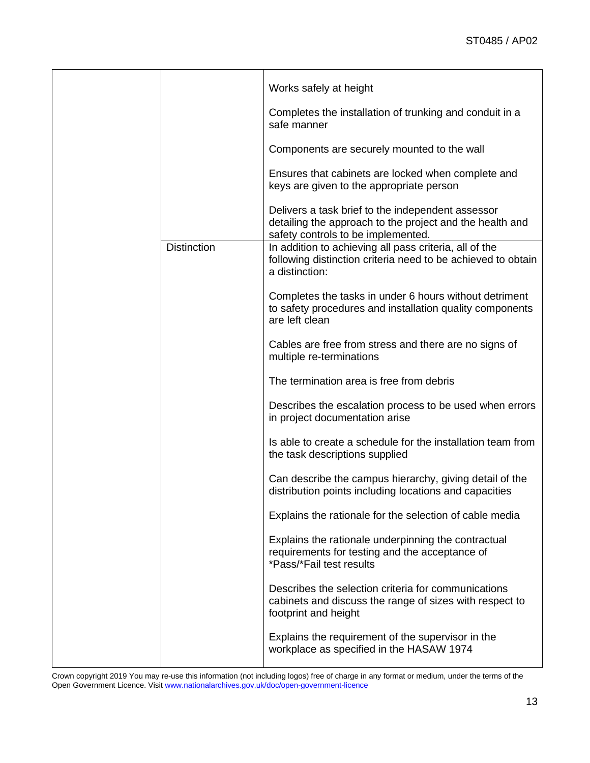| | | |
|---|---|---|
| | | Works safely at height<br><br>Completes the installation of trunking and conduit in a safe manner<br><br>Components are securely mounted to the wall<br><br>Ensures that cabinets are locked when complete and keys are given to the appropriate person<br><br>Delivers a task brief to the independent assessor detailing the approach to the project and the health and safety controls to be implemented. |
| | Distinction | In addition to achieving all pass criteria, all of the following distinction criteria need to be achieved to obtain a distinction:<br><br>Completes the tasks in under 6 hours without detriment to safety procedures and installation quality components are left clean<br><br>Cables are free from stress and there are no signs of multiple re-terminations<br><br>The termination area is free from debris<br><br>Describes the escalation process to be used when errors in project documentation arise<br><br>Is able to create a schedule for the installation team from the task descriptions supplied<br><br>Can describe the campus hierarchy, giving detail of the distribution points including locations and capacities<br><br>Explains the rationale for the selection of cable media<br><br>Explains the rationale underpinning the contractual requirements for testing and the acceptance of *Pass/*Fail test results<br><br>Describes the selection criteria for communications cabinets and discuss the range of sizes with respect to footprint and height<br><br>Explains the requirement of the supervisor in the workplace as specified in the HASAW 1974 |

Crown copyright 2019 You may re-use this information (not including logos) free of charge in any format or medium, under the terms of the Open Government Licence. Visit www.nationalarchives.gov.uk/doc/open-government-licence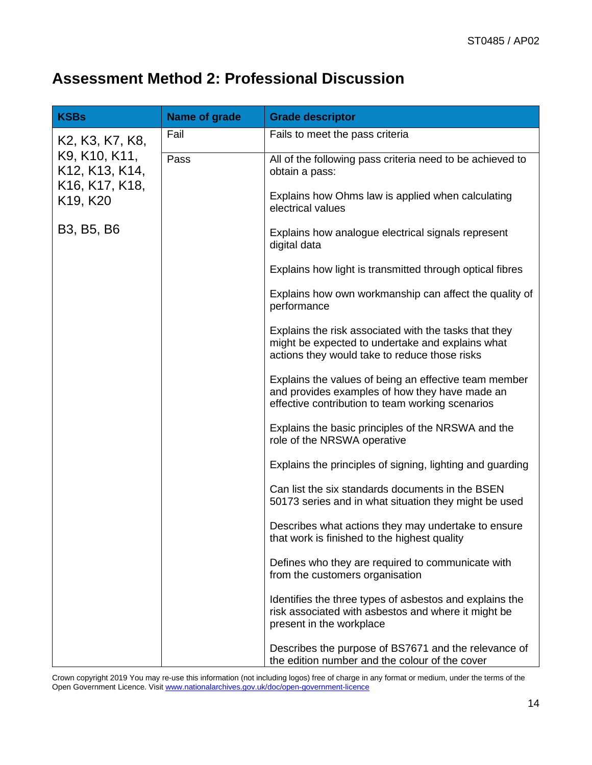## Assessment Method 2: Professional Discussion

| KSBs | Name of grade | Grade descriptor |
|---|---|---|
| K2, K3, K7, K8, K9, K10, K11, K12, K13, K14, K16, K17, K18, K19, K20<br><br>B3, B5, B6 | Fail | Fails to meet the pass criteria |
| | Pass | All of the following pass criteria need to be achieved to obtain a pass:<br><br>Explains how Ohms law is applied when calculating electrical values<br><br>Explains how analogue electrical signals represent digital data<br><br>Explains how light is transmitted through optical fibres<br><br>Explains how own workmanship can affect the quality of performance<br><br>Explains the risk associated with the tasks that they might be expected to undertake and explains what actions they would take to reduce those risks<br><br>Explains the values of being an effective team member and provides examples of how they have made an effective contribution to team working scenarios<br><br>Explains the basic principles of the NRSWA and the role of the NRSWA operative<br><br>Explains the principles of signing, lighting and guarding<br><br>Can list the six standards documents in the BSEN 50173 series and in what situation they might be used<br><br>Describes what actions they may undertake to ensure that work is finished to the highest quality<br><br>Defines who they are required to communicate with from the customers organisation<br><br>Identifies the three types of asbestos and explains the risk associated with asbestos and where it might be present in the workplace<br><br>Describes the purpose of BS7671 and the relevance of the edition number and the colour of the cover |

Crown copyright 2019 You may re-use this information (not including logos) free of charge in any format or medium, under the terms of the Open Government Licence. Visit www.nationalarchives.gov.uk/doc/open-government-licence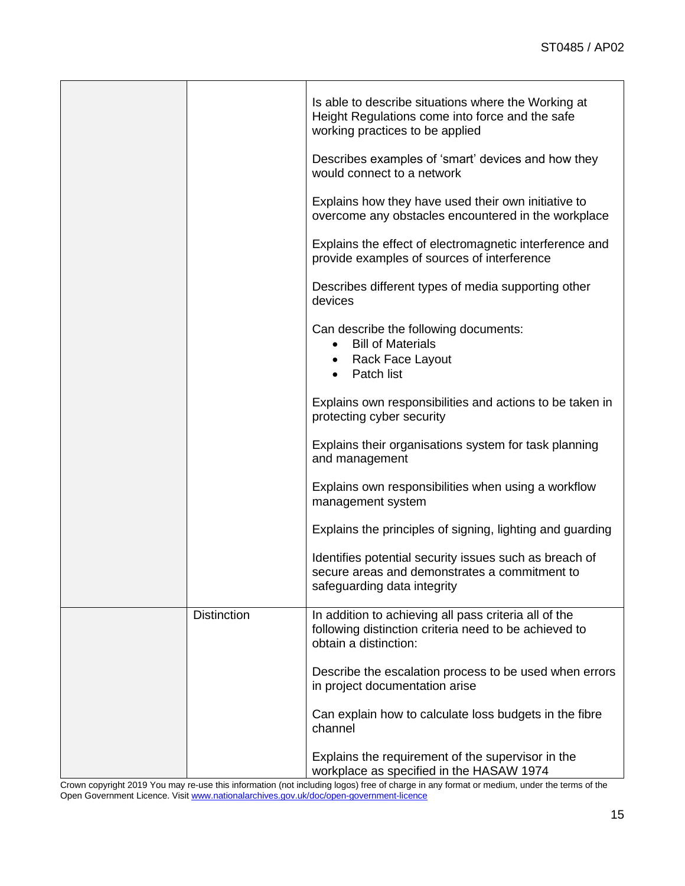| | | |
|---|---|---|
| | | Is able to describe situations where the Working at Height Regulations come into force and the safe working practices to be applied<br><br>Describes examples of 'smart' devices and how they would connect to a network<br><br>Explains how they have used their own initiative to overcome any obstacles encountered in the workplace<br><br>Explains the effect of electromagnetic interference and provide examples of sources of interference<br><br>Describes different types of media supporting other devices<br><br>Can describe the following documents:<br>• Bill of Materials<br>• Rack Face Layout<br>• Patch list<br><br>Explains own responsibilities and actions to be taken in protecting cyber security<br><br>Explains their organisations system for task planning and management<br><br>Explains own responsibilities when using a workflow management system<br><br>Explains the principles of signing, lighting and guarding<br><br>Identifies potential security issues such as breach of secure areas and demonstrates a commitment to safeguarding data integrity |
| | Distinction | In addition to achieving all pass criteria all of the following distinction criteria need to be achieved to obtain a distinction:<br><br>Describe the escalation process to be used when errors in project documentation arise<br><br>Can explain how to calculate loss budgets in the fibre channel<br><br>Explains the requirement of the supervisor in the workplace as specified in the HASAW 1974 |

Crown copyright 2019 You may re-use this information (not including logos) free of charge in any format or medium, under the terms of the Open Government Licence. Visit www.nationalarchives.gov.uk/doc/open-government-licence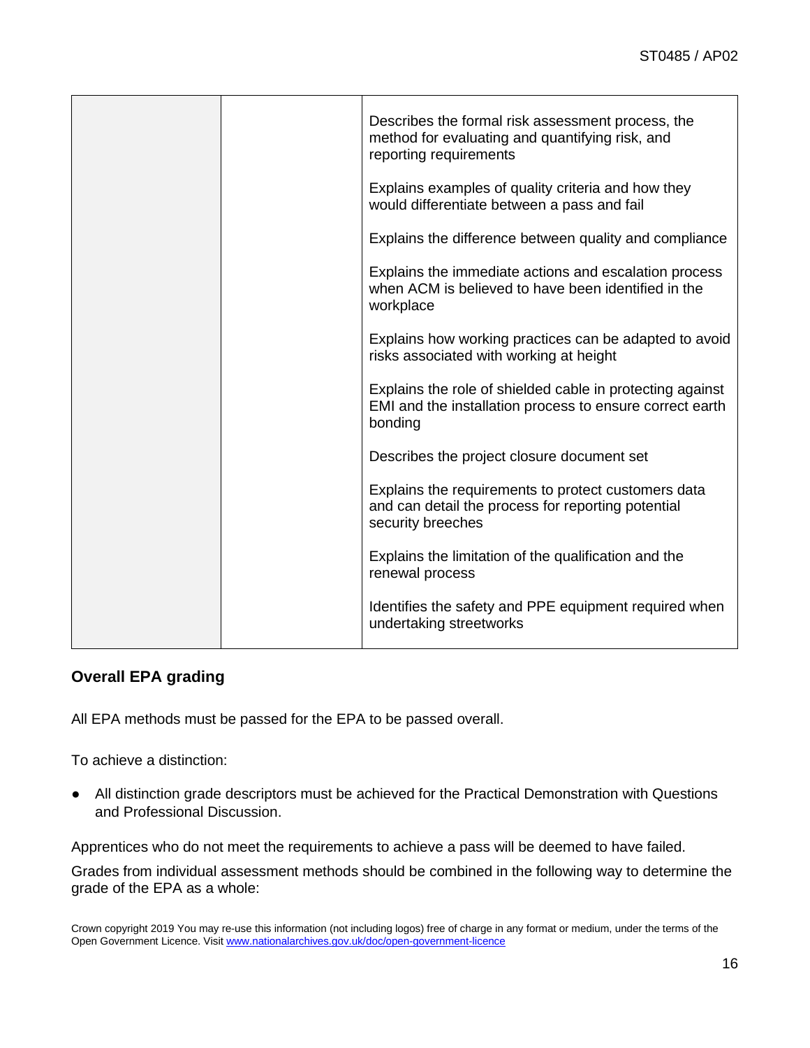| | | |
|---|---|---|
| | | Describes the formal risk assessment process, the method for evaluating and quantifying risk, and reporting requirements<br><br>Explains examples of quality criteria and how they would differentiate between a pass and fail<br><br>Explains the difference between quality and compliance<br><br>Explains the immediate actions and escalation process when ACM is believed to have been identified in the workplace<br><br>Explains how working practices can be adapted to avoid risks associated with working at height<br><br>Explains the role of shielded cable in protecting against EMI and the installation process to ensure correct earth bonding<br><br>Describes the project closure document set<br><br>Explains the requirements to protect customers data and can detail the process for reporting potential security breeches<br><br>Explains the limitation of the qualification and the renewal process<br><br>Identifies the safety and PPE equipment required when undertaking streetworks |

### Overall EPA grading

All EPA methods must be passed for the EPA to be passed overall.

To achieve a distinction:

- All distinction grade descriptors must be achieved for the Practical Demonstration with Questions and Professional Discussion.

Apprentices who do not meet the requirements to achieve a pass will be deemed to have failed.

Grades from individual assessment methods should be combined in the following way to determine the grade of the EPA as a whole:

Crown copyright 2019 You may re-use this information (not including logos) free of charge in any format or medium, under the terms of the Open Government Licence. Visit www.nationalarchives.gov.uk/doc/open-government-licence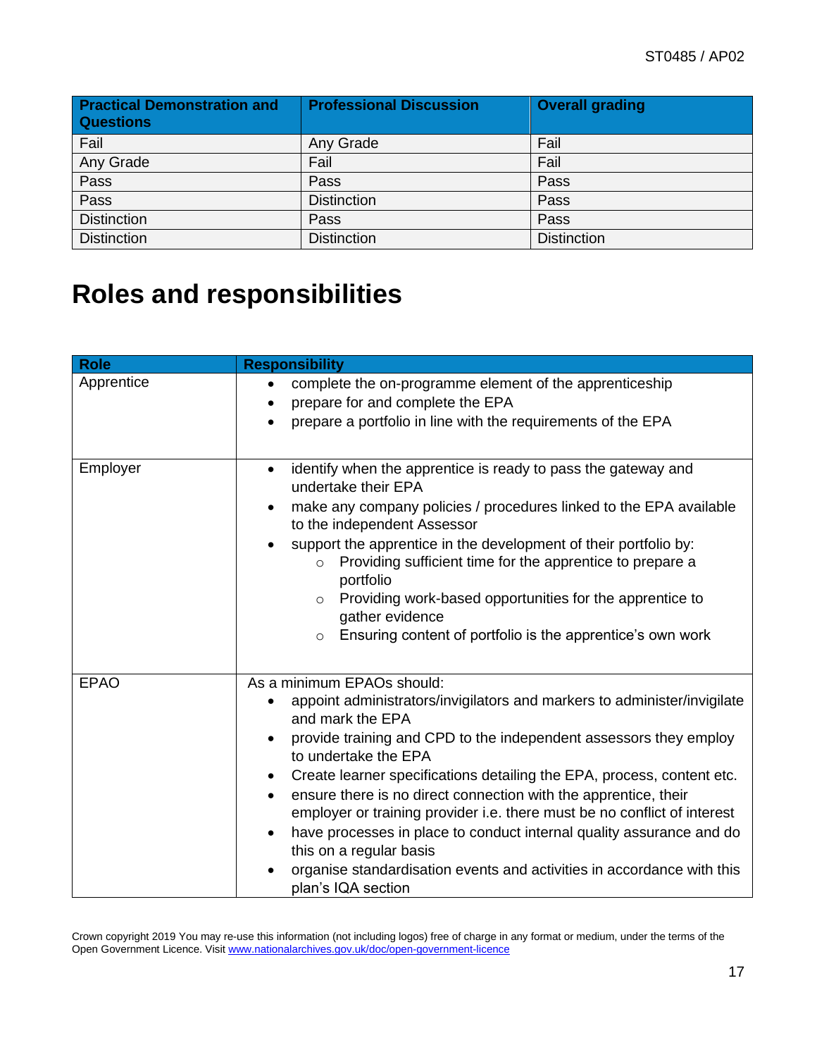| Practical Demonstration and Questions | Professional Discussion | Overall grading |
| --- | --- | --- |
| Fail | Any Grade | Fail |
| Any Grade | Fail | Fail |
| Pass | Pass | Pass |
| Pass | Distinction | Pass |
| Distinction | Pass | Pass |
| Distinction | Distinction | Distinction |

# Roles and responsibilities

| Role | Responsibility |
| --- | --- |
| Apprentice | • complete the on-programme element of the apprenticeship<br>• prepare for and complete the EPA<br>• prepare a portfolio in line with the requirements of the EPA |
| Employer | • identify when the apprentice is ready to pass the gateway and undertake their EPA<br>• make any company policies / procedures linked to the EPA available to the independent Assessor<br>• support the apprentice in the development of their portfolio by:<br>&nbsp;&nbsp;○ Providing sufficient time for the apprentice to prepare a portfolio<br>&nbsp;&nbsp;○ Providing work-based opportunities for the apprentice to gather evidence<br>&nbsp;&nbsp;○ Ensuring content of portfolio is the apprentice's own work |
| EPAO | As a minimum EPAOs should:<br>• appoint administrators/invigilators and markers to administer/invigilate and mark the EPA<br>• provide training and CPD to the independent assessors they employ to undertake the EPA<br>• Create learner specifications detailing the EPA, process, content etc.<br>• ensure there is no direct connection with the apprentice, their employer or training provider i.e. there must be no conflict of interest<br>• have processes in place to conduct internal quality assurance and do this on a regular basis<br>• organise standardisation events and activities in accordance with this plan's IQA section |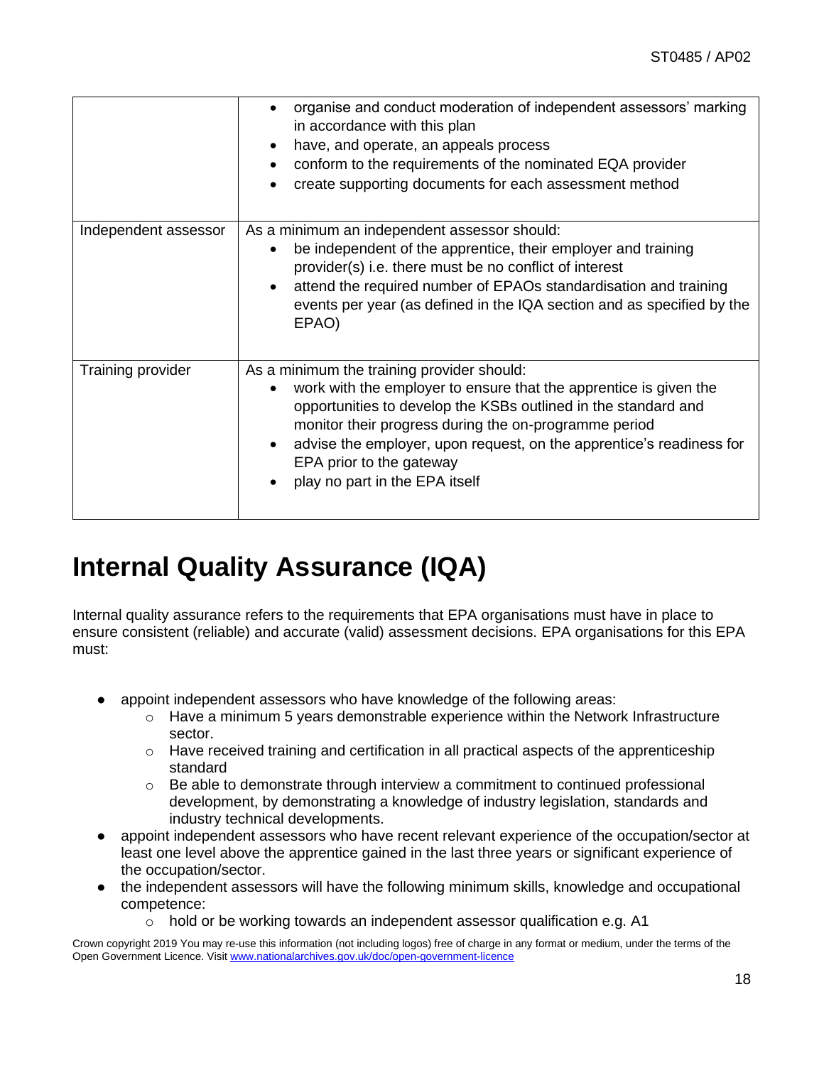| | |
|---|---|
| | • organise and conduct moderation of independent assessors' marking in accordance with this plan<br>• have, and operate, an appeals process<br>• conform to the requirements of the nominated EQA provider<br>• create supporting documents for each assessment method |
| Independent assessor | As a minimum an independent assessor should:<br>• be independent of the apprentice, their employer and training provider(s) i.e. there must be no conflict of interest<br>• attend the required number of EPAOs standardisation and training events per year (as defined in the IQA section and as specified by the EPAO) |
| Training provider | As a minimum the training provider should:<br>• work with the employer to ensure that the apprentice is given the opportunities to develop the KSBs outlined in the standard and monitor their progress during the on-programme period<br>• advise the employer, upon request, on the apprentice's readiness for EPA prior to the gateway<br>• play no part in the EPA itself |

# Internal Quality Assurance (IQA)

Internal quality assurance refers to the requirements that EPA organisations must have in place to ensure consistent (reliable) and accurate (valid) assessment decisions. EPA organisations for this EPA must:

- appoint independent assessors who have knowledge of the following areas:
  - Have a minimum 5 years demonstrable experience within the Network Infrastructure sector.
  - Have received training and certification in all practical aspects of the apprenticeship standard
  - Be able to demonstrate through interview a commitment to continued professional development, by demonstrating a knowledge of industry legislation, standards and industry technical developments.
- appoint independent assessors who have recent relevant experience of the occupation/sector at least one level above the apprentice gained in the last three years or significant experience of the occupation/sector.
- the independent assessors will have the following minimum skills, knowledge and occupational competence:
  - hold or be working towards an independent assessor qualification e.g. A1

Crown copyright 2019 You may re-use this information (not including logos) free of charge in any format or medium, under the terms of the Open Government Licence. Visit www.nationalarchives.gov.uk/doc/open-government-licence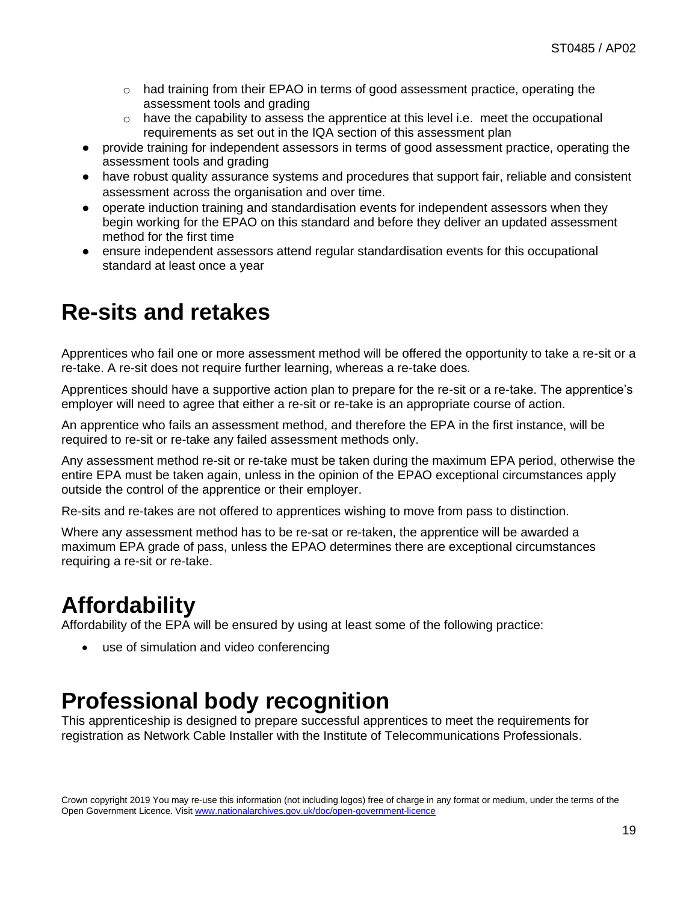- had training from their EPAO in terms of good assessment practice, operating the assessment tools and grading
    - have the capability to assess the apprentice at this level i.e. meet the occupational requirements as set out in the IQA section of this assessment plan
- provide training for independent assessors in terms of good assessment practice, operating the assessment tools and grading
- have robust quality assurance systems and procedures that support fair, reliable and consistent assessment across the organisation and over time.
- operate induction training and standardisation events for independent assessors when they begin working for the EPAO on this standard and before they deliver an updated assessment method for the first time
- ensure independent assessors attend regular standardisation events for this occupational standard at least once a year

# Re-sits and retakes

Apprentices who fail one or more assessment method will be offered the opportunity to take a re-sit or a re-take. A re-sit does not require further learning, whereas a re-take does.

Apprentices should have a supportive action plan to prepare for the re-sit or a re-take. The apprentice's employer will need to agree that either a re-sit or re-take is an appropriate course of action.

An apprentice who fails an assessment method, and therefore the EPA in the first instance, will be required to re-sit or re-take any failed assessment methods only.

Any assessment method re-sit or re-take must be taken during the maximum EPA period, otherwise the entire EPA must be taken again, unless in the opinion of the EPAO exceptional circumstances apply outside the control of the apprentice or their employer.

Re-sits and re-takes are not offered to apprentices wishing to move from pass to distinction.

Where any assessment method has to be re-sat or re-taken, the apprentice will be awarded a maximum EPA grade of pass, unless the EPAO determines there are exceptional circumstances requiring a re-sit or re-take.

# Affordability

Affordability of the EPA will be ensured by using at least some of the following practice:

- use of simulation and video conferencing

# Professional body recognition

This apprenticeship is designed to prepare successful apprentices to meet the requirements for registration as Network Cable Installer with the Institute of Telecommunications Professionals.

Crown copyright 2019 You may re-use this information (not including logos) free of charge in any format or medium, under the terms of the Open Government Licence. Visit www.nationalarchives.gov.uk/doc/open-government-licence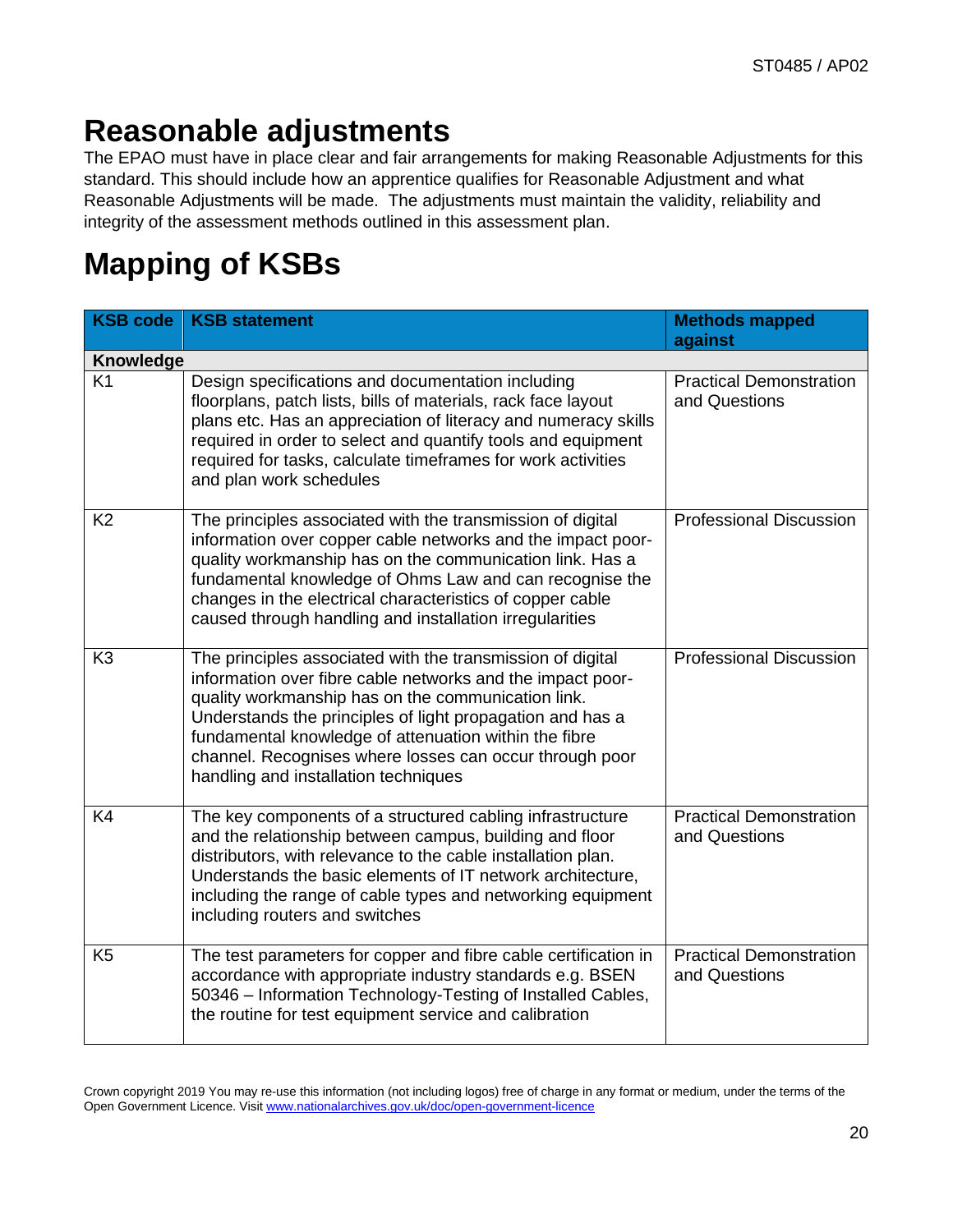# Reasonable adjustments

The EPAO must have in place clear and fair arrangements for making Reasonable Adjustments for this standard. This should include how an apprentice qualifies for Reasonable Adjustment and what Reasonable Adjustments will be made. The adjustments must maintain the validity, reliability and integrity of the assessment methods outlined in this assessment plan.

# Mapping of KSBs

| KSB code | KSB statement | Methods mapped against |
|---|---|---|
| **Knowledge** | | |
| K1 | Design specifications and documentation including floorplans, patch lists, bills of materials, rack face layout plans etc. Has an appreciation of literacy and numeracy skills required in order to select and quantify tools and equipment required for tasks, calculate timeframes for work activities and plan work schedules | Practical Demonstration and Questions |
| K2 | The principles associated with the transmission of digital information over copper cable networks and the impact poor-quality workmanship has on the communication link. Has a fundamental knowledge of Ohms Law and can recognise the changes in the electrical characteristics of copper cable caused through handling and installation irregularities | Professional Discussion |
| K3 | The principles associated with the transmission of digital information over fibre cable networks and the impact poor-quality workmanship has on the communication link. Understands the principles of light propagation and has a fundamental knowledge of attenuation within the fibre channel. Recognises where losses can occur through poor handling and installation techniques | Professional Discussion |
| K4 | The key components of a structured cabling infrastructure and the relationship between campus, building and floor distributors, with relevance to the cable installation plan. Understands the basic elements of IT network architecture, including the range of cable types and networking equipment including routers and switches | Practical Demonstration and Questions |
| K5 | The test parameters for copper and fibre cable certification in accordance with appropriate industry standards e.g. BSEN 50346 – Information Technology-Testing of Installed Cables, the routine for test equipment service and calibration | Practical Demonstration and Questions |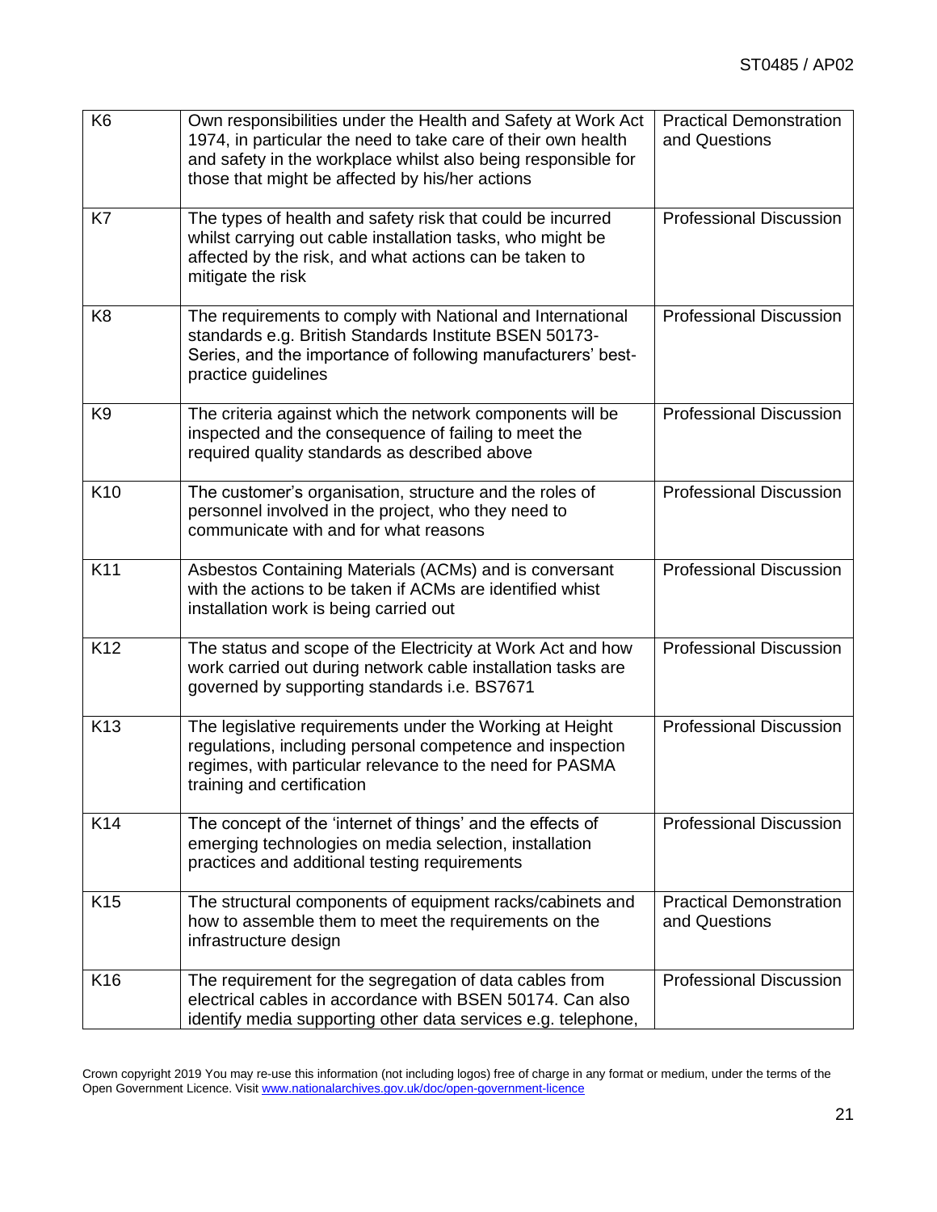| | | |
|---|---|---|
| K6 | Own responsibilities under the Health and Safety at Work Act 1974, in particular the need to take care of their own health and safety in the workplace whilst also being responsible for those that might be affected by his/her actions | Practical Demonstration and Questions |
| K7 | The types of health and safety risk that could be incurred whilst carrying out cable installation tasks, who might be affected by the risk, and what actions can be taken to mitigate the risk | Professional Discussion |
| K8 | The requirements to comply with National and International standards e.g. British Standards Institute BSEN 50173-Series, and the importance of following manufacturers' best-practice guidelines | Professional Discussion |
| K9 | The criteria against which the network components will be inspected and the consequence of failing to meet the required quality standards as described above | Professional Discussion |
| K10 | The customer's organisation, structure and the roles of personnel involved in the project, who they need to communicate with and for what reasons | Professional Discussion |
| K11 | Asbestos Containing Materials (ACMs) and is conversant with the actions to be taken if ACMs are identified whist installation work is being carried out | Professional Discussion |
| K12 | The status and scope of the Electricity at Work Act and how work carried out during network cable installation tasks are governed by supporting standards i.e. BS7671 | Professional Discussion |
| K13 | The legislative requirements under the Working at Height regulations, including personal competence and inspection regimes, with particular relevance to the need for PASMA training and certification | Professional Discussion |
| K14 | The concept of the 'internet of things' and the effects of emerging technologies on media selection, installation practices and additional testing requirements | Professional Discussion |
| K15 | The structural components of equipment racks/cabinets and how to assemble them to meet the requirements on the infrastructure design | Practical Demonstration and Questions |
| K16 | The requirement for the segregation of data cables from electrical cables in accordance with BSEN 50174. Can also identify media supporting other data services e.g. telephone, | Professional Discussion |

Crown copyright 2019 You may re-use this information (not including logos) free of charge in any format or medium, under the terms of the Open Government Licence. Visit www.nationalarchives.gov.uk/doc/open-government-licence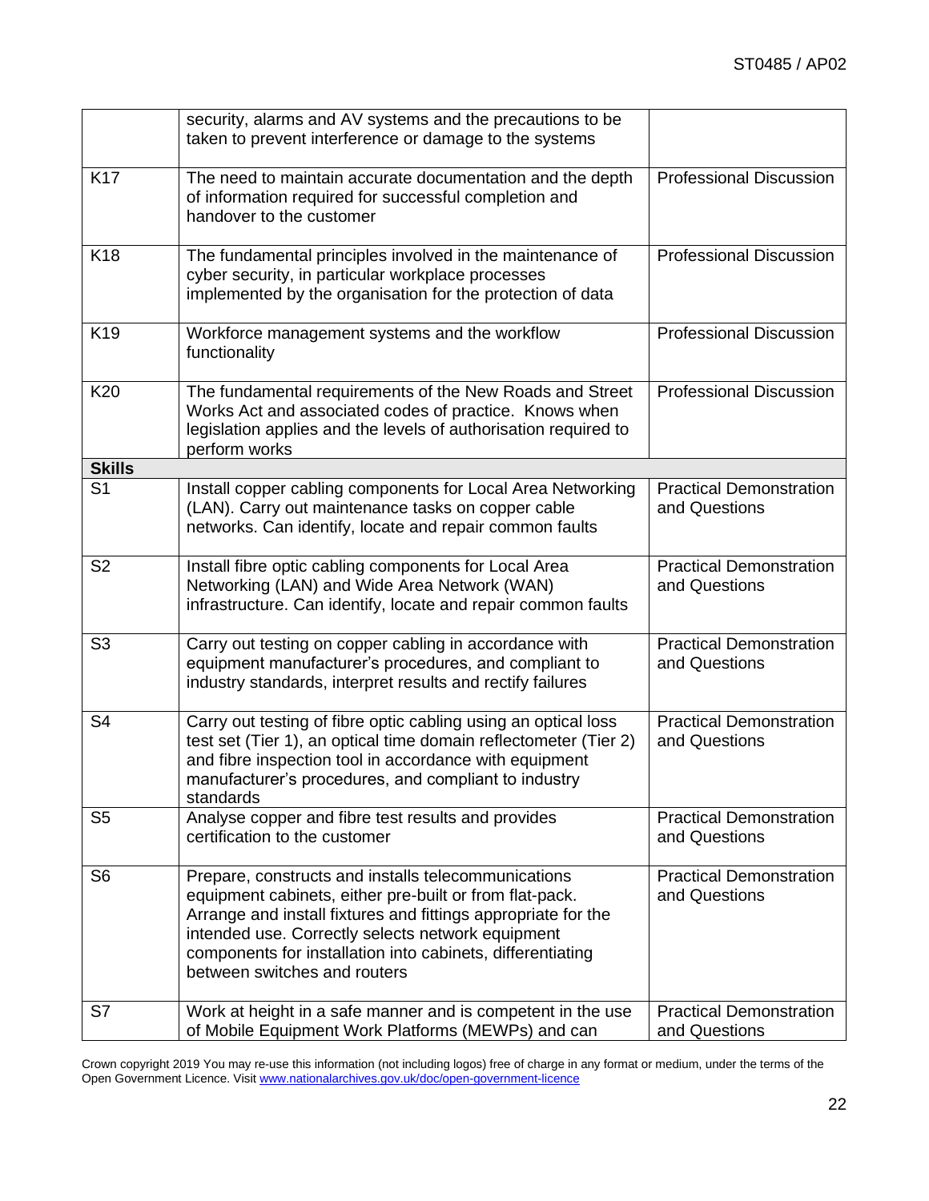|  |  |  |
|---|---|---|
|  | security, alarms and AV systems and the precautions to be taken to prevent interference or damage to the systems |  |
| K17 | The need to maintain accurate documentation and the depth of information required for successful completion and handover to the customer | Professional Discussion |
| K18 | The fundamental principles involved in the maintenance of cyber security, in particular workplace processes implemented by the organisation for the protection of data | Professional Discussion |
| K19 | Workforce management systems and the workflow functionality | Professional Discussion |
| K20 | The fundamental requirements of the New Roads and Street Works Act and associated codes of practice. Knows when legislation applies and the levels of authorisation required to perform works | Professional Discussion |
| **Skills** |  |  |
| S1 | Install copper cabling components for Local Area Networking (LAN). Carry out maintenance tasks on copper cable networks. Can identify, locate and repair common faults | Practical Demonstration and Questions |
| S2 | Install fibre optic cabling components for Local Area Networking (LAN) and Wide Area Network (WAN) infrastructure. Can identify, locate and repair common faults | Practical Demonstration and Questions |
| S3 | Carry out testing on copper cabling in accordance with equipment manufacturer's procedures, and compliant to industry standards, interpret results and rectify failures | Practical Demonstration and Questions |
| S4 | Carry out testing of fibre optic cabling using an optical loss test set (Tier 1), an optical time domain reflectometer (Tier 2) and fibre inspection tool in accordance with equipment manufacturer's procedures, and compliant to industry standards | Practical Demonstration and Questions |
| S5 | Analyse copper and fibre test results and provides certification to the customer | Practical Demonstration and Questions |
| S6 | Prepare, constructs and installs telecommunications equipment cabinets, either pre-built or from flat-pack. Arrange and install fixtures and fittings appropriate for the intended use. Correctly selects network equipment components for installation into cabinets, differentiating between switches and routers | Practical Demonstration and Questions |
| S7 | Work at height in a safe manner and is competent in the use of Mobile Equipment Work Platforms (MEWPs) and can | Practical Demonstration and Questions |

Crown copyright 2019 You may re-use this information (not including logos) free of charge in any format or medium, under the terms of the Open Government Licence. Visit www.nationalarchives.gov.uk/doc/open-government-licence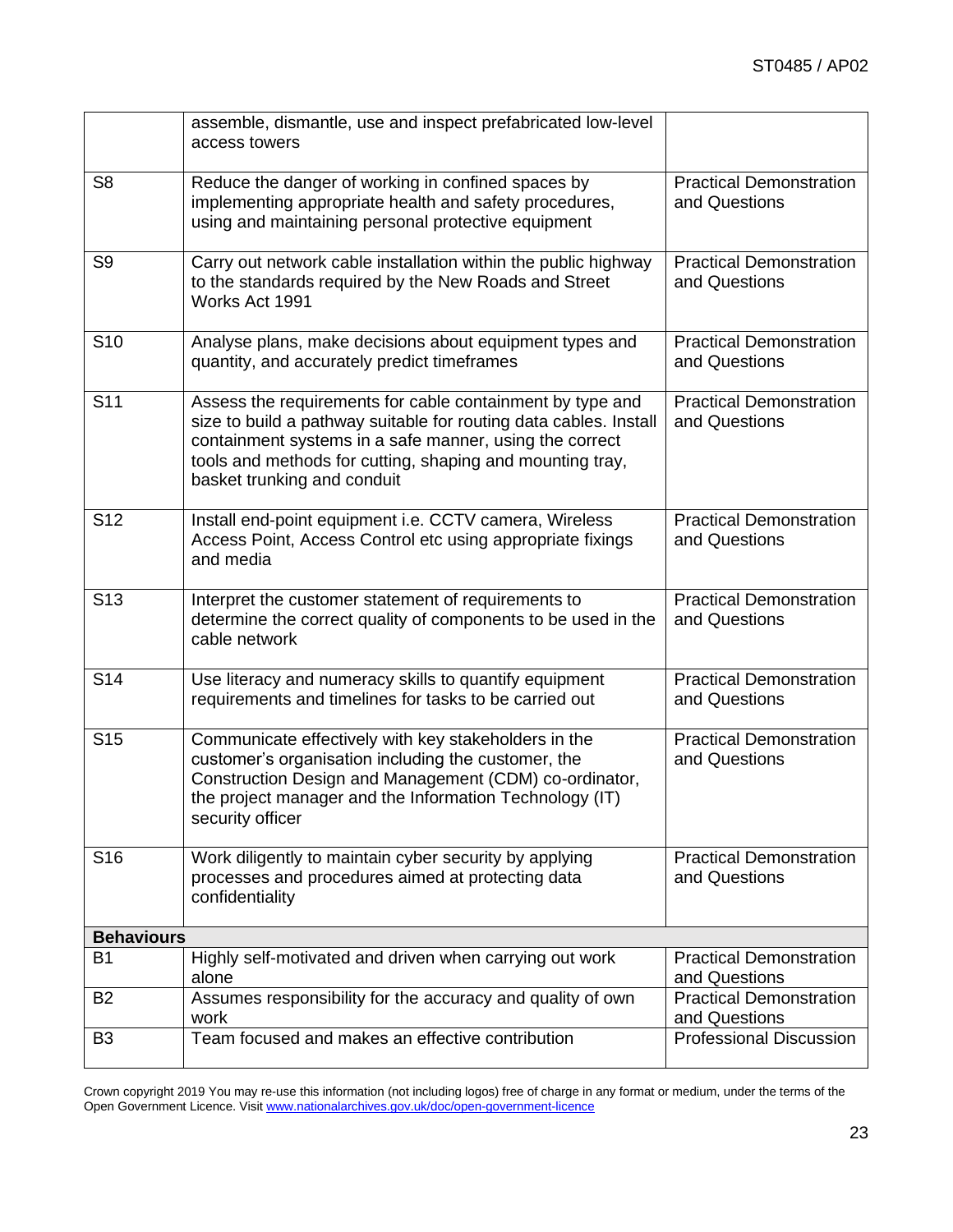|  |  |  |
|---|---|---|
|  | assemble, dismantle, use and inspect prefabricated low-level access towers |  |
| S8 | Reduce the danger of working in confined spaces by implementing appropriate health and safety procedures, using and maintaining personal protective equipment | Practical Demonstration and Questions |
| S9 | Carry out network cable installation within the public highway to the standards required by the New Roads and Street Works Act 1991 | Practical Demonstration and Questions |
| S10 | Analyse plans, make decisions about equipment types and quantity, and accurately predict timeframes | Practical Demonstration and Questions |
| S11 | Assess the requirements for cable containment by type and size to build a pathway suitable for routing data cables. Install containment systems in a safe manner, using the correct tools and methods for cutting, shaping and mounting tray, basket trunking and conduit | Practical Demonstration and Questions |
| S12 | Install end-point equipment i.e. CCTV camera, Wireless Access Point, Access Control etc using appropriate fixings and media | Practical Demonstration and Questions |
| S13 | Interpret the customer statement of requirements to determine the correct quality of components to be used in the cable network | Practical Demonstration and Questions |
| S14 | Use literacy and numeracy skills to quantify equipment requirements and timelines for tasks to be carried out | Practical Demonstration and Questions |
| S15 | Communicate effectively with key stakeholders in the customer's organisation including the customer, the Construction Design and Management (CDM) co-ordinator, the project manager and the Information Technology (IT) security officer | Practical Demonstration and Questions |
| S16 | Work diligently to maintain cyber security by applying processes and procedures aimed at protecting data confidentiality | Practical Demonstration and Questions |
| **Behaviours** |  |  |
| B1 | Highly self-motivated and driven when carrying out work alone | Practical Demonstration and Questions |
| B2 | Assumes responsibility for the accuracy and quality of own work | Practical Demonstration and Questions |
| B3 | Team focused and makes an effective contribution | Professional Discussion |

Crown copyright 2019 You may re-use this information (not including logos) free of charge in any format or medium, under the terms of the Open Government Licence. Visit www.nationalarchives.gov.uk/doc/open-government-licence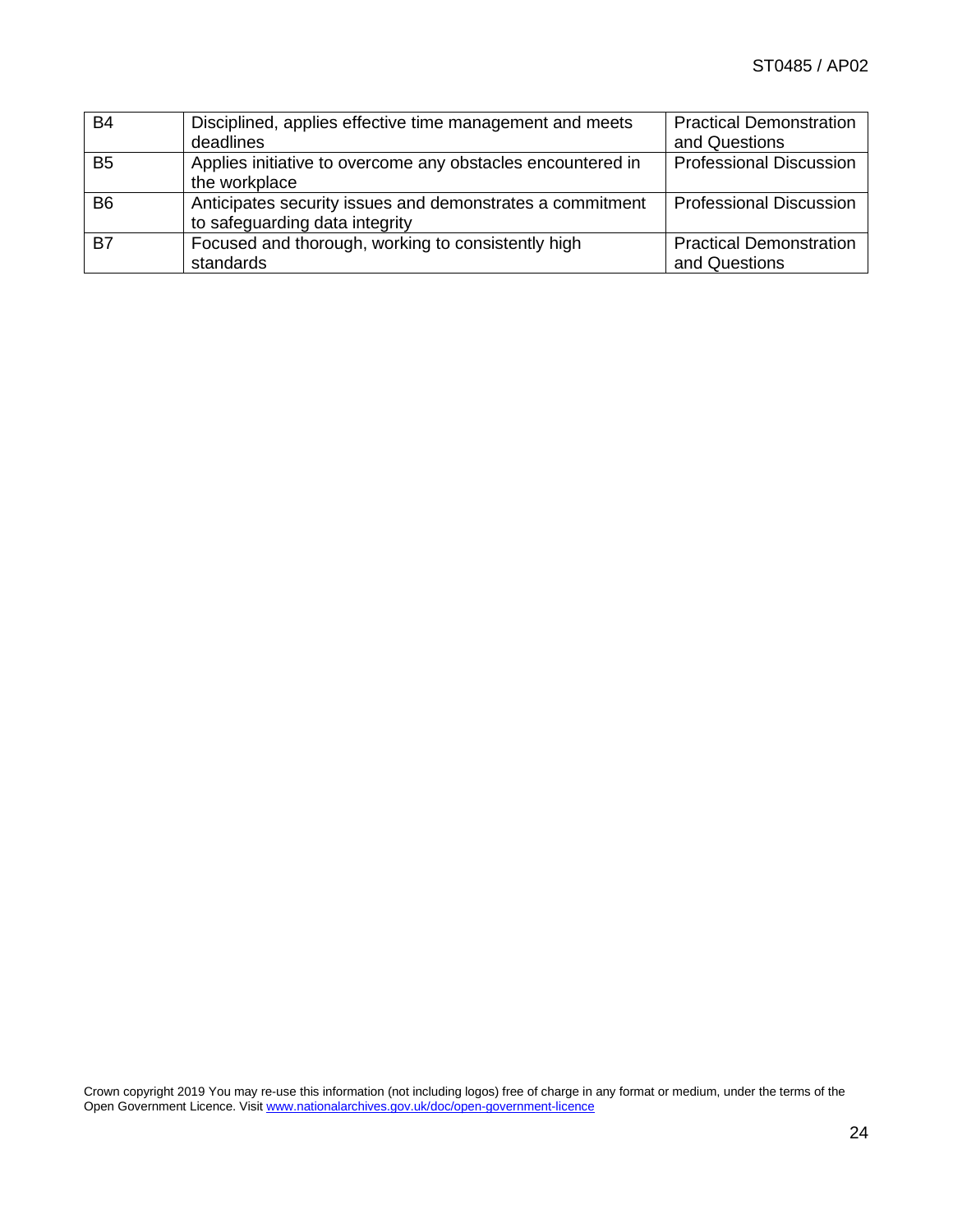| | | |
|---|---|---|
| B4 | Disciplined, applies effective time management and meets deadlines | Practical Demonstration and Questions |
| B5 | Applies initiative to overcome any obstacles encountered in the workplace | Professional Discussion |
| B6 | Anticipates security issues and demonstrates a commitment to safeguarding data integrity | Professional Discussion |
| B7 | Focused and thorough, working to consistently high standards | Practical Demonstration and Questions |

Crown copyright 2019 You may re-use this information (not including logos) free of charge in any format or medium, under the terms of the Open Government Licence. Visit www.nationalarchives.gov.uk/doc/open-government-licence